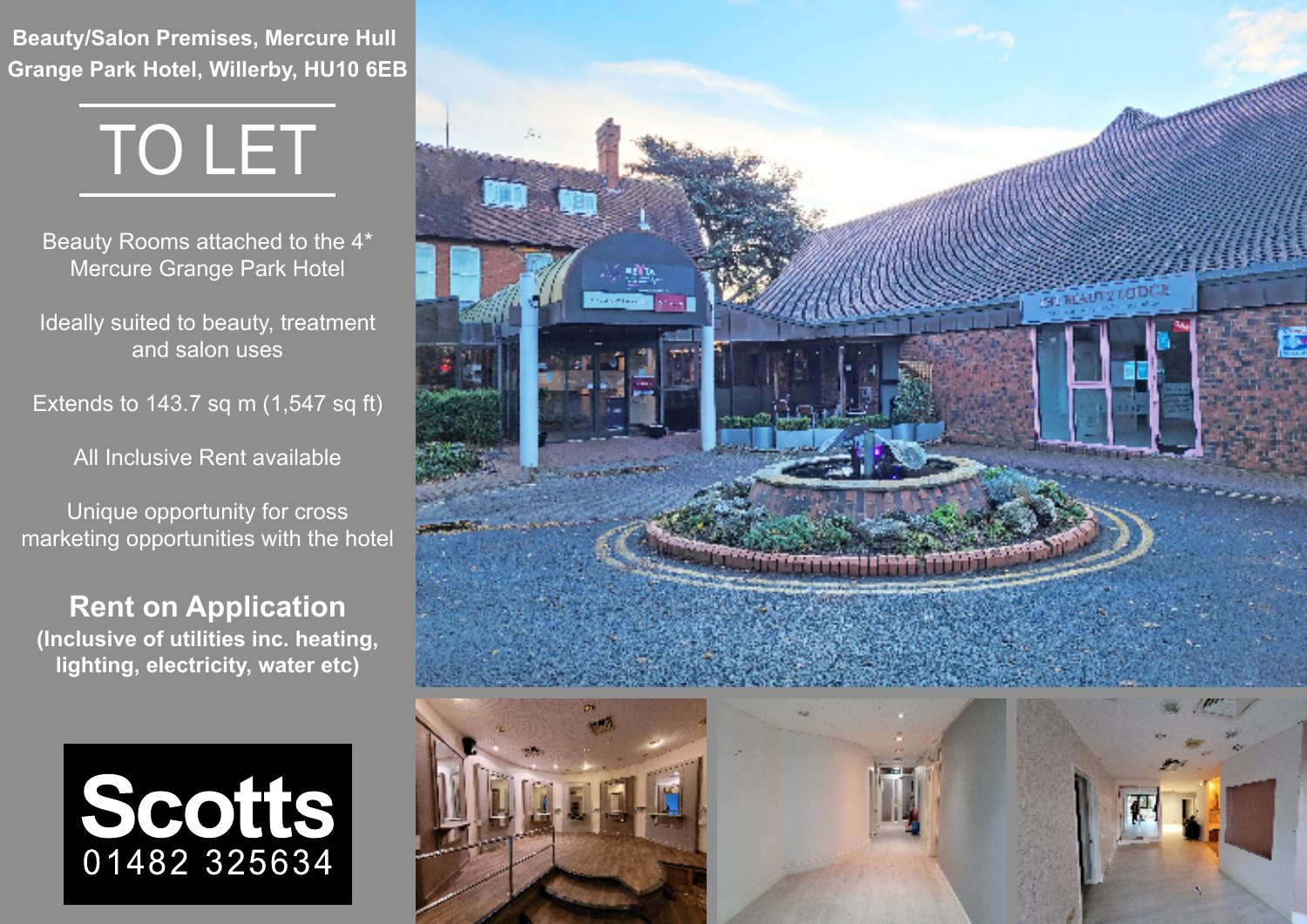**Beauty/Salon Premises, Mercure Hull Grange Park Hotel, Willerby, HU10 6EB**

# TO LET

Beauty Rooms attached to the 4* Mercure Grange Park Hotel

Ideally suited to beauty, treatment and salon uses

Extends to 143.7 sq m (1,547 sq ft)

All Inclusive Rent available

Unique opportunity for cross marketing opportunities with the hotel

## Rent on Application

**(Inclusive of utilities inc. heating, lighting, electricity, water etc)**

**Scotts**
01482 325634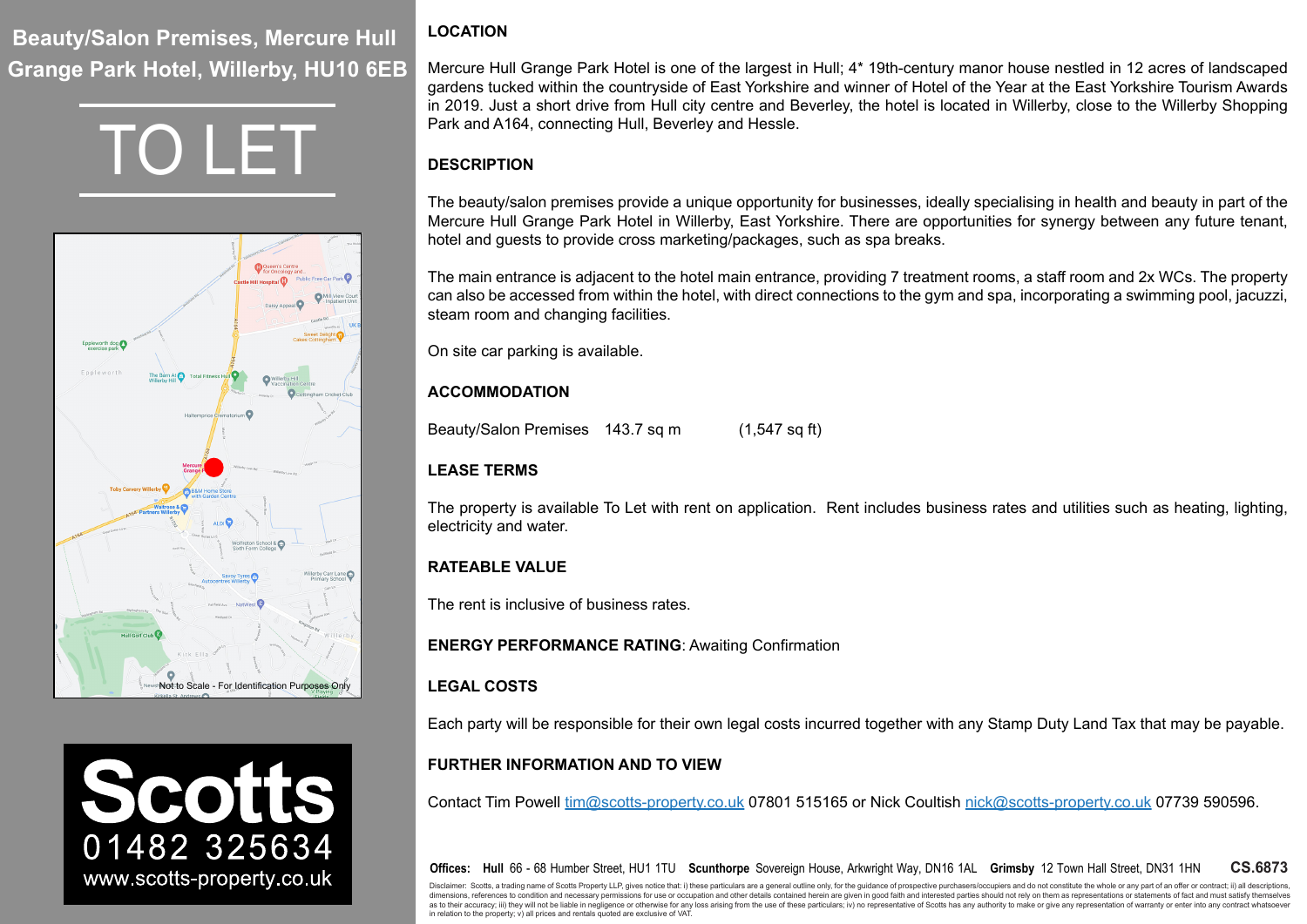# Beauty/Salon Premises, Mercure Hull Grange Park Hotel, Willerby, HU10 6EB

## TO LET

Not to Scale - For Identification Purposes Only

**Scotts**
01482 325634
www.scotts-property.co.uk

## LOCATION

Mercure Hull Grange Park Hotel is one of the largest in Hull; 4* 19th-century manor house nestled in 12 acres of landscaped gardens tucked within the countryside of East Yorkshire and winner of Hotel of the Year at the East Yorkshire Tourism Awards in 2019. Just a short drive from Hull city centre and Beverley, the hotel is located in Willerby, close to the Willerby Shopping Park and A164, connecting Hull, Beverley and Hessle.

## DESCRIPTION

The beauty/salon premises provide a unique opportunity for businesses, ideally specialising in health and beauty in part of the Mercure Hull Grange Park Hotel in Willerby, East Yorkshire. There are opportunities for synergy between any future tenant, hotel and guests to provide cross marketing/packages, such as spa breaks.

The main entrance is adjacent to the hotel main entrance, providing 7 treatment rooms, a staff room and 2x WCs. The property can also be accessed from within the hotel, with direct connections to the gym and spa, incorporating a swimming pool, jacuzzi, steam room and changing facilities.

On site car parking is available.

## ACCOMMODATION

Beauty/Salon Premises 143.7 sq m (1,547 sq ft)

## LEASE TERMS

The property is available To Let with rent on application. Rent includes business rates and utilities such as heating, lighting, electricity and water.

## RATEABLE VALUE

The rent is inclusive of business rates.

**ENERGY PERFORMANCE RATING**: Awaiting Confirmation

## LEGAL COSTS

Each party will be responsible for their own legal costs incurred together with any Stamp Duty Land Tax that may be payable.

## FURTHER INFORMATION AND TO VIEW

Contact Tim Powell tim@scotts-property.co.uk 07801 515165 or Nick Coultish nick@scotts-property.co.uk 07739 590596.

**Offices:** **Hull** 66 - 68 Humber Street, HU1 1TU **Scunthorpe** Sovereign House, Arkwright Way, DN16 1AL **Grimsby** 12 Town Hall Street, DN31 1HN **CS.6873**

Disclaimer: Scotts, a trading name of Scotts Property LLP, gives notice that: i) these particulars are a general outline only, for the guidance of prospective purchasers/occupiers and do not constitute the whole or any part of an offer or contract; ii) all descriptions, dimensions, references to condition and necessary permissions for use or occupation and other details contained herein are given in good faith and interested parties should not rely on them as representations or statements of fact and must satisfy themselves as to their accuracy; iii) they will not be liable in negligence or otherwise for any loss arising from the use of these particulars; iv) no representative of Scotts has any authority to make or give any representation of warranty or enter into any contract whatsoever in relation to the property; v) all prices and rentals quoted are exclusive of VAT.